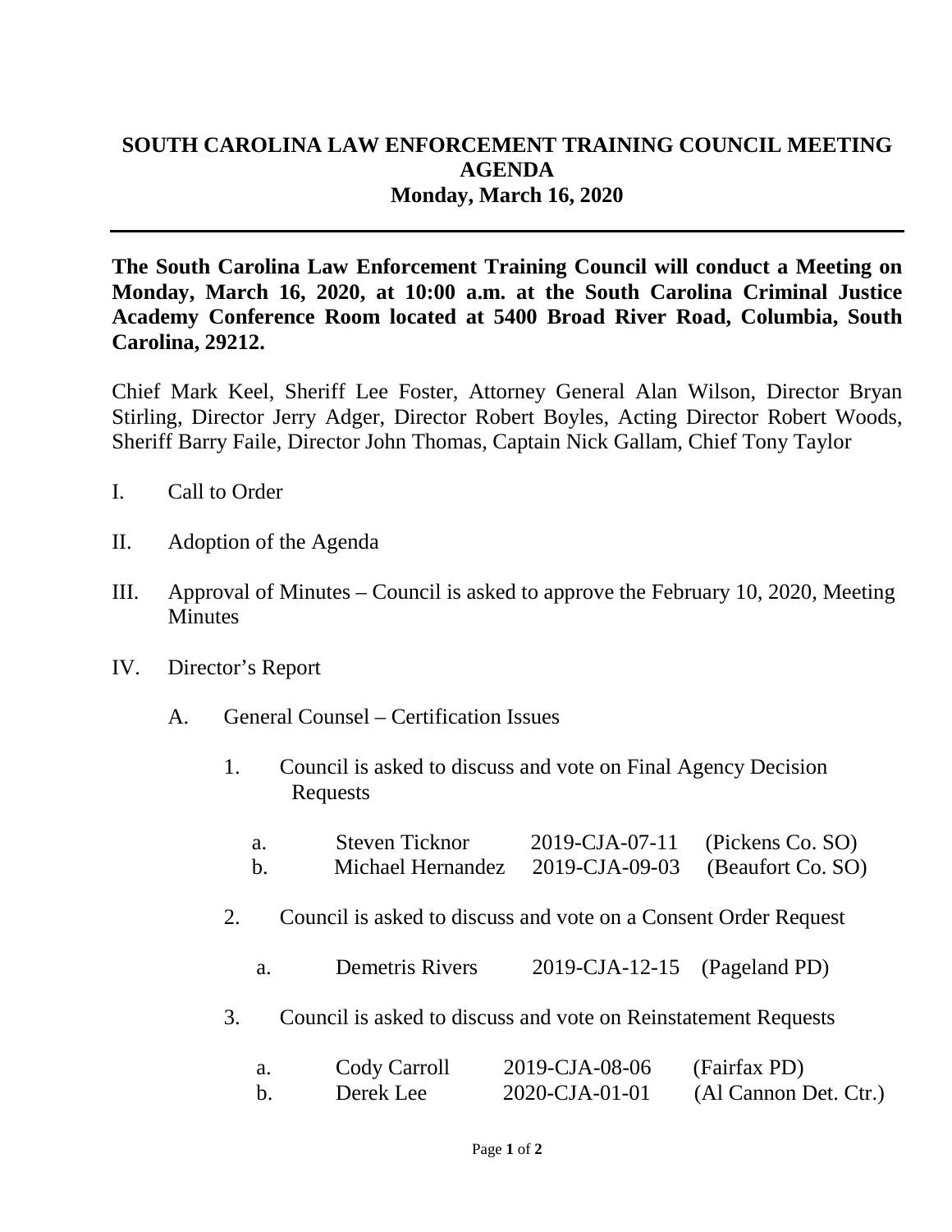# SOUTH CAROLINA LAW ENFORCEMENT TRAINING COUNCIL MEETING AGENDA
## Monday, March 16, 2020

---

**The South Carolina Law Enforcement Training Council will conduct a Meeting on Monday, March 16, 2020, at 10:00 a.m. at the South Carolina Criminal Justice Academy Conference Room located at 5400 Broad River Road, Columbia, South Carolina, 29212.**

Chief Mark Keel, Sheriff Lee Foster, Attorney General Alan Wilson, Director Bryan Stirling, Director Jerry Adger, Director Robert Boyles, Acting Director Robert Woods, Sheriff Barry Faile, Director John Thomas, Captain Nick Gallam, Chief Tony Taylor

I. Call to Order

II. Adoption of the Agenda

III. Approval of Minutes – Council is asked to approve the February 10, 2020, Meeting Minutes

IV. Director's Report

   A. General Counsel – Certification Issues

      1. Council is asked to discuss and vote on Final Agency Decision Requests

         a. Steven Ticknor 2019-CJA-07-11 (Pickens Co. SO)
         b. Michael Hernandez 2019-CJA-09-03 (Beaufort Co. SO)

      2. Council is asked to discuss and vote on a Consent Order Request

         a. Demetris Rivers 2019-CJA-12-15 (Pageland PD)

      3. Council is asked to discuss and vote on Reinstatement Requests

         a. Cody Carroll 2019-CJA-08-06 (Fairfax PD)
         b. Derek Lee 2020-CJA-01-01 (Al Cannon Det. Ctr.)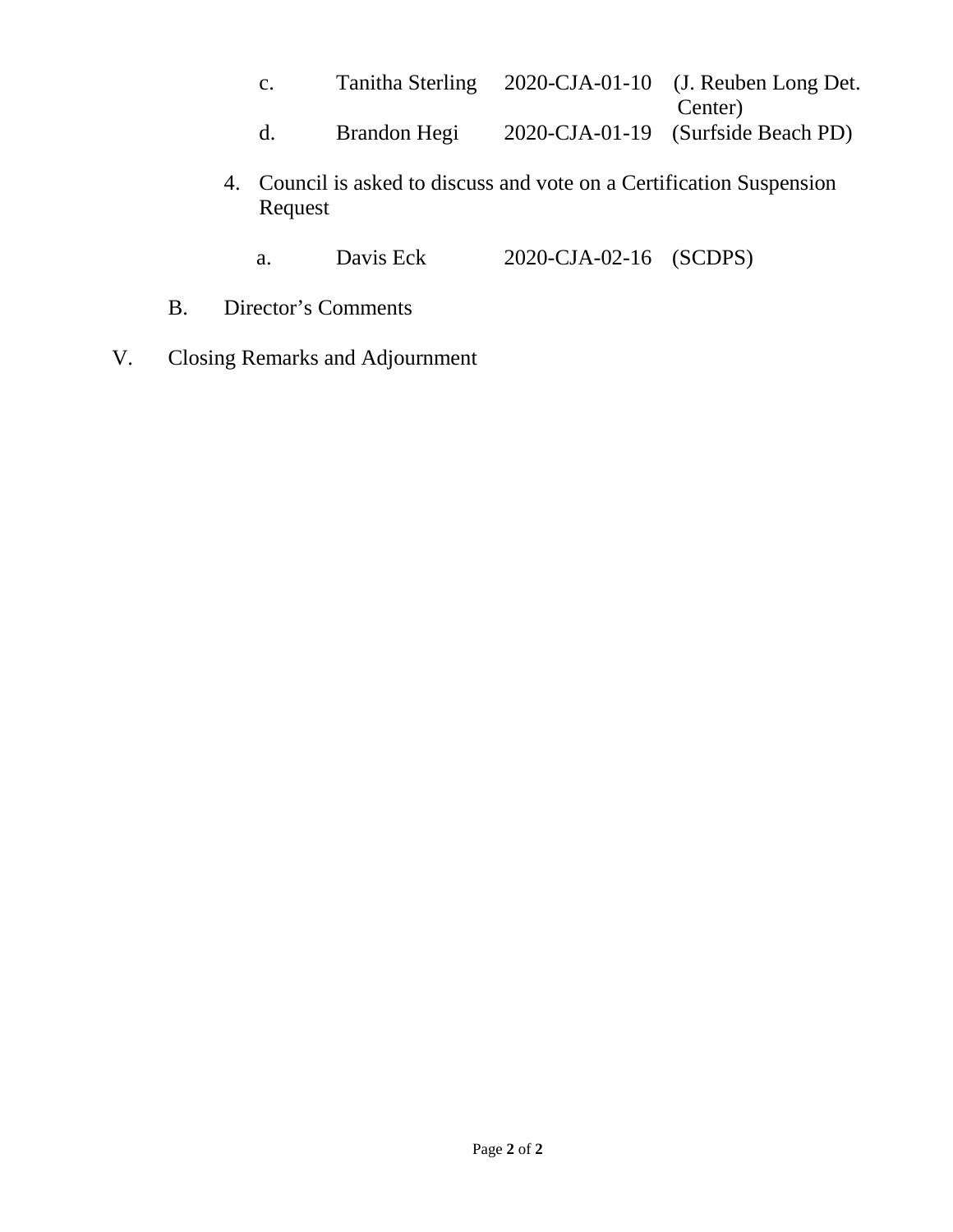c. Tanitha Sterling 2020-CJA-01-10 (J. Reuben Long Det. Center)

d. Brandon Hegi 2020-CJA-01-19 (Surfside Beach PD)

4. Council is asked to discuss and vote on a Certification Suspension Request

   a. Davis Eck 2020-CJA-02-16 (SCDPS)

B. Director's Comments

V. Closing Remarks and Adjournment